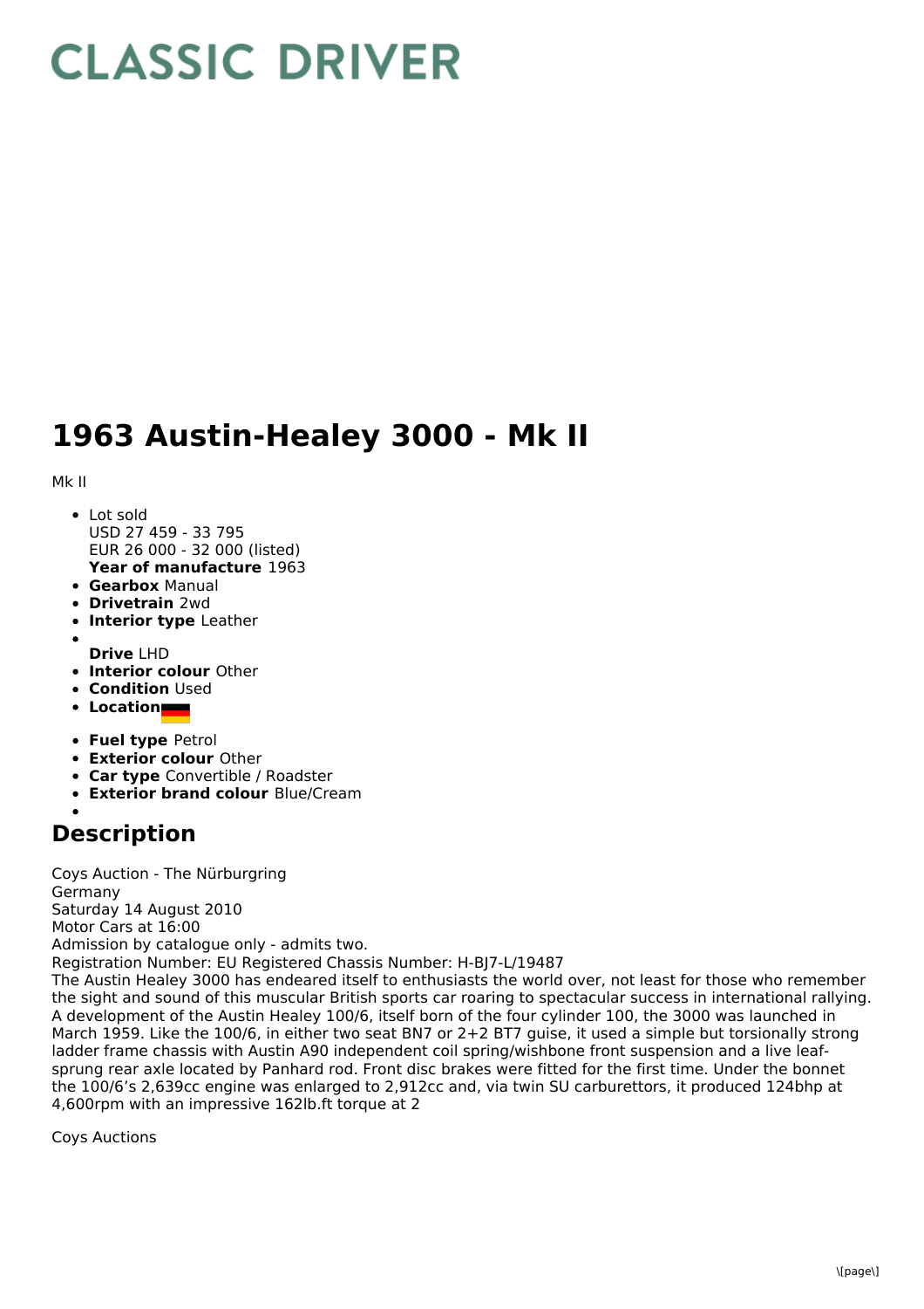# CLASSIC DRIVER

# 1963 Austin-Healey 3000 - Mk II

Mk II

- Lot sold
  USD 27 459 - 33 795
  EUR 26 000 - 32 000 (listed)
  **Year of manufacture** 1963
- **Gearbox** Manual
- **Drivetrain** 2wd
- **Interior type** Leather
- **Drive** LHD
- **Interior colour** Other
- **Condition** Used
- **Location**
- **Fuel type** Petrol
- **Exterior colour** Other
- **Car type** Convertible / Roadster
- **Exterior brand colour** Blue/Cream

## Description

Coys Auction - The Nürburgring
Germany
Saturday 14 August 2010
Motor Cars at 16:00
Admission by catalogue only - admits two.
Registration Number: EU Registered Chassis Number: H-BJ7-L/19487
The Austin Healey 3000 has endeared itself to enthusiasts the world over, not least for those who remember the sight and sound of this muscular British sports car roaring to spectacular success in international rallying. A development of the Austin Healey 100/6, itself born of the four cylinder 100, the 3000 was launched in March 1959. Like the 100/6, in either two seat BN7 or 2+2 BT7 guise, it used a simple but torsionally strong ladder frame chassis with Austin A90 independent coil spring/wishbone front suspension and a live leaf-sprung rear axle located by Panhard rod. Front disc brakes were fitted for the first time. Under the bonnet the 100/6's 2,639cc engine was enlarged to 2,912cc and, via twin SU carburettors, it produced 124bhp at 4,600rpm with an impressive 162lb.ft torque at 2

Coys Auctions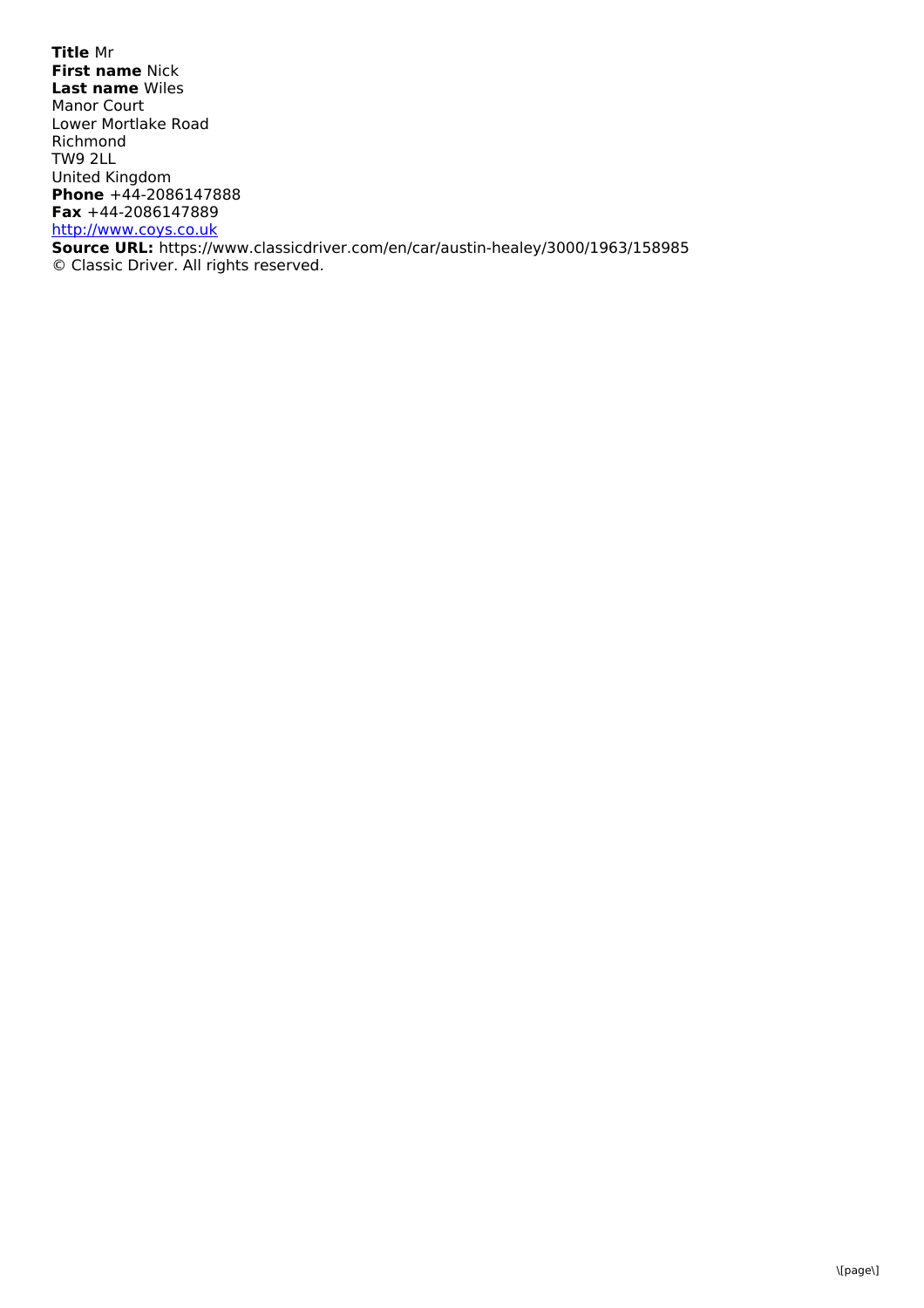**Title** Mr
**First name** Nick
**Last name** Wiles
Manor Court
Lower Mortlake Road
Richmond
TW9 2LL
United Kingdom
**Phone** +44-2086147888
**Fax** +44-2086147889
[http://www.coys.co.uk](http://www.coys.co.uk)
**Source URL:** https://www.classicdriver.com/en/car/austin-healey/3000/1963/158985
© Classic Driver. All rights reserved.